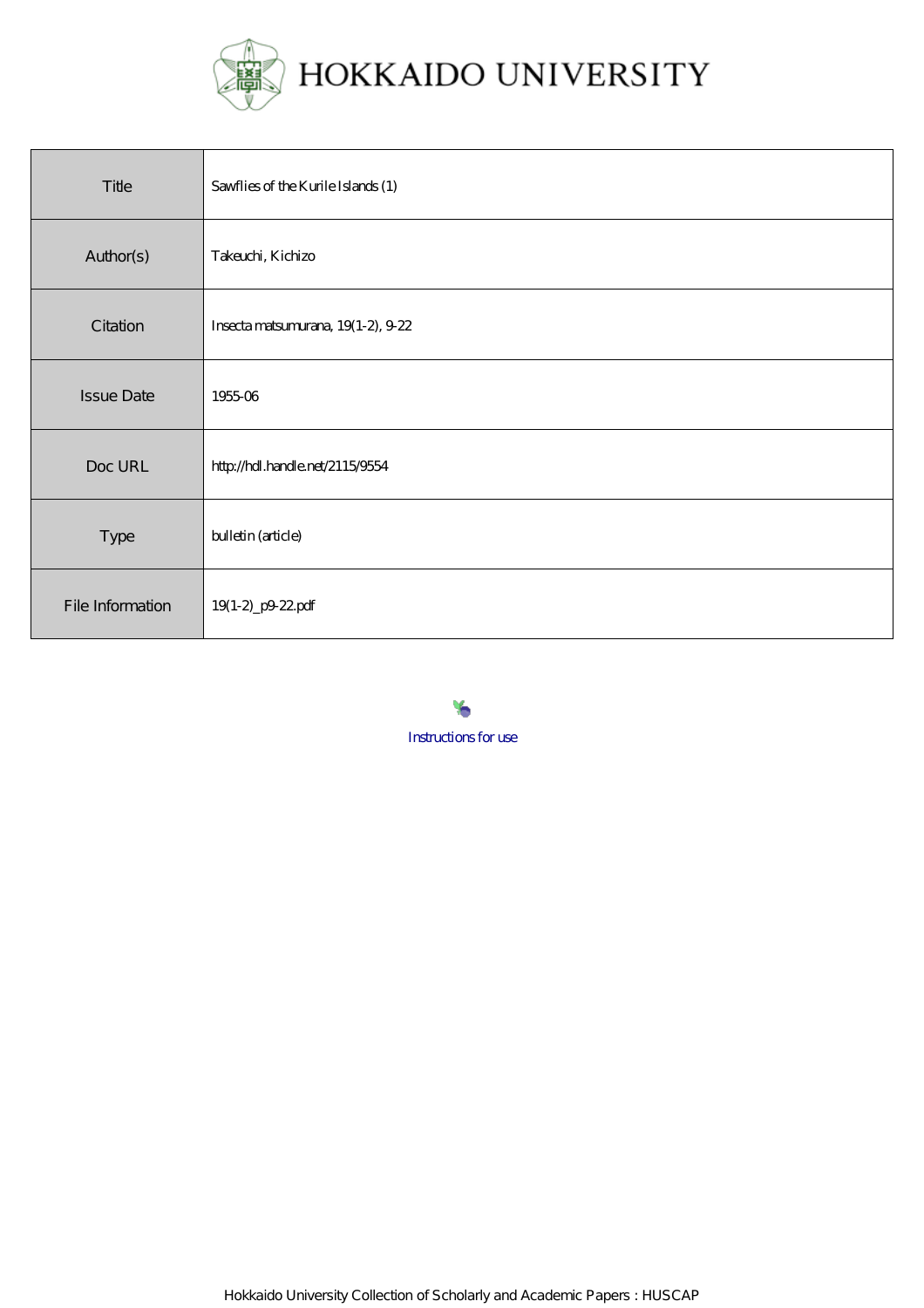# HOKKAIDO UNIVERSITY

| Title | Sawflies of the Kurile Islands (1) |
| --- | --- |
| Author(s) | Takeuchi, Kichizo |
| Citation | Insecta matsumurana, 19(1-2), 9-22 |
| Issue Date | 1955-06 |
| Doc URL | http://hdl.handle.net/2115/9554 |
| Type | bulletin (article) |
| File Information | 19(1-2)_p9-22.pdf |

Instructions for use

Hokkaido University Collection of Scholarly and Academic Papers : HUSCAP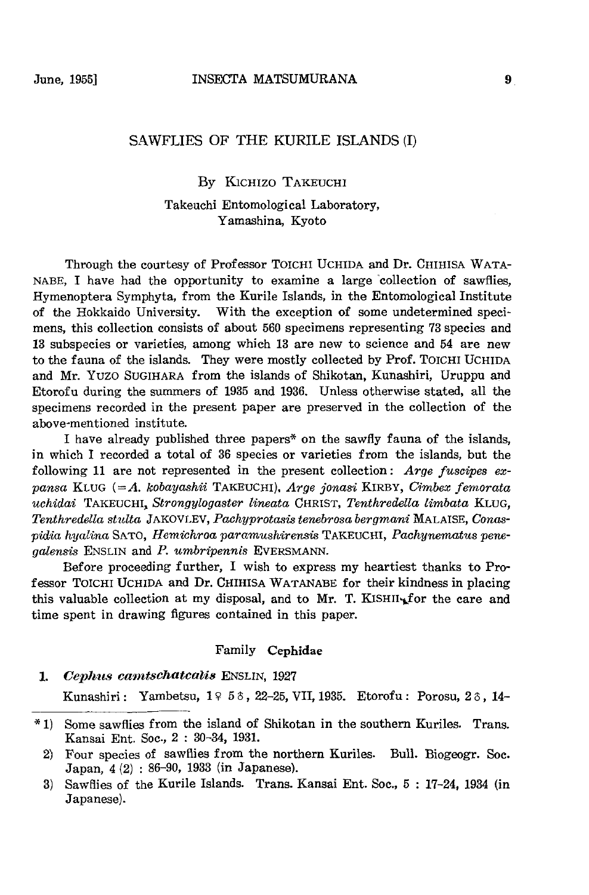## SAWFLIES OF THE KURILE ISLANDS (I)

By KICHIZO TAKEUCHI

Takeuchi Entomological Laboratory,
Yamashina, Kyoto

Through the courtesy of Professor TOICHI UCHIDA and Dr. CHIHISA WATANABE, I have had the opportunity to examine a large collection of sawflies, Hymenoptera Symphyta, from the Kurile Islands, in the Entomological Institute of the Hokkaido University. With the exception of some undetermined specimens, this collection consists of about 560 specimens representing 73 species and 13 subspecies or varieties, among which 13 are new to science and 54 are new to the fauna of the islands. They were mostly collected by Prof. TOICHI UCHIDA and Mr. YUZO SUGIHARA from the islands of Shikotan, Kunashiri, Uruppu and Etorofu during the summers of 1935 and 1936. Unless otherwise stated, all the specimens recorded in the present paper are preserved in the collection of the above-mentioned institute.

I have already published three papers* on the sawfly fauna of the islands, in which I recorded a total of 36 species or varieties from the islands, but the following 11 are not represented in the present collection: *Arge fuscipes expansa* KLUG (=*A. kobayashii* TAKEUCHI), *Arge jonasi* KIRBY, *Cimbex femorata uchidai* TAKEUCHI, *Strongylogaster lineata* CHRIST, *Tenthredella limbata* KLUG, *Tenthredella stulta* JAKOVLEV, *Pachyprotasis tenebrosa bergmani* MALAISE, *Conaspidia hyalina* SATO, *Hemichroa paramushirensis* TAKEUCHI, *Pachynematus penegalensis* ENSLIN and *P. umbripennis* EVERSMANN.

Before proceeding further, I wish to express my heartiest thanks to Professor TOICHI UCHIDA and Dr. CHIHISA WATANABE for their kindness in placing this valuable collection at my disposal, and to Mr. T. KISHII for the care and time spent in drawing figures contained in this paper.

### Family Cephidae

**1.** ***Cephus camtschatcalis*** ENSLIN, 1927

Kunashiri: Yambetsu, 1♀ 5♂, 22–25, VII, 1935. Etorofu: Porosu, 2♂, 14–

---

*1) Some sawflies from the island of Shikotan in the southern Kuriles. Trans. Kansai Ent. Soc., 2 : 30–34, 1931.

2) Four species of sawflies from the northern Kuriles. Bull. Biogeogr. Soc. Japan, 4 (2) : 86–90, 1933 (in Japanese).

3) Sawflies of the Kurile Islands. Trans. Kansai Ent. Soc., 5 : 17–24, 1934 (in Japanese).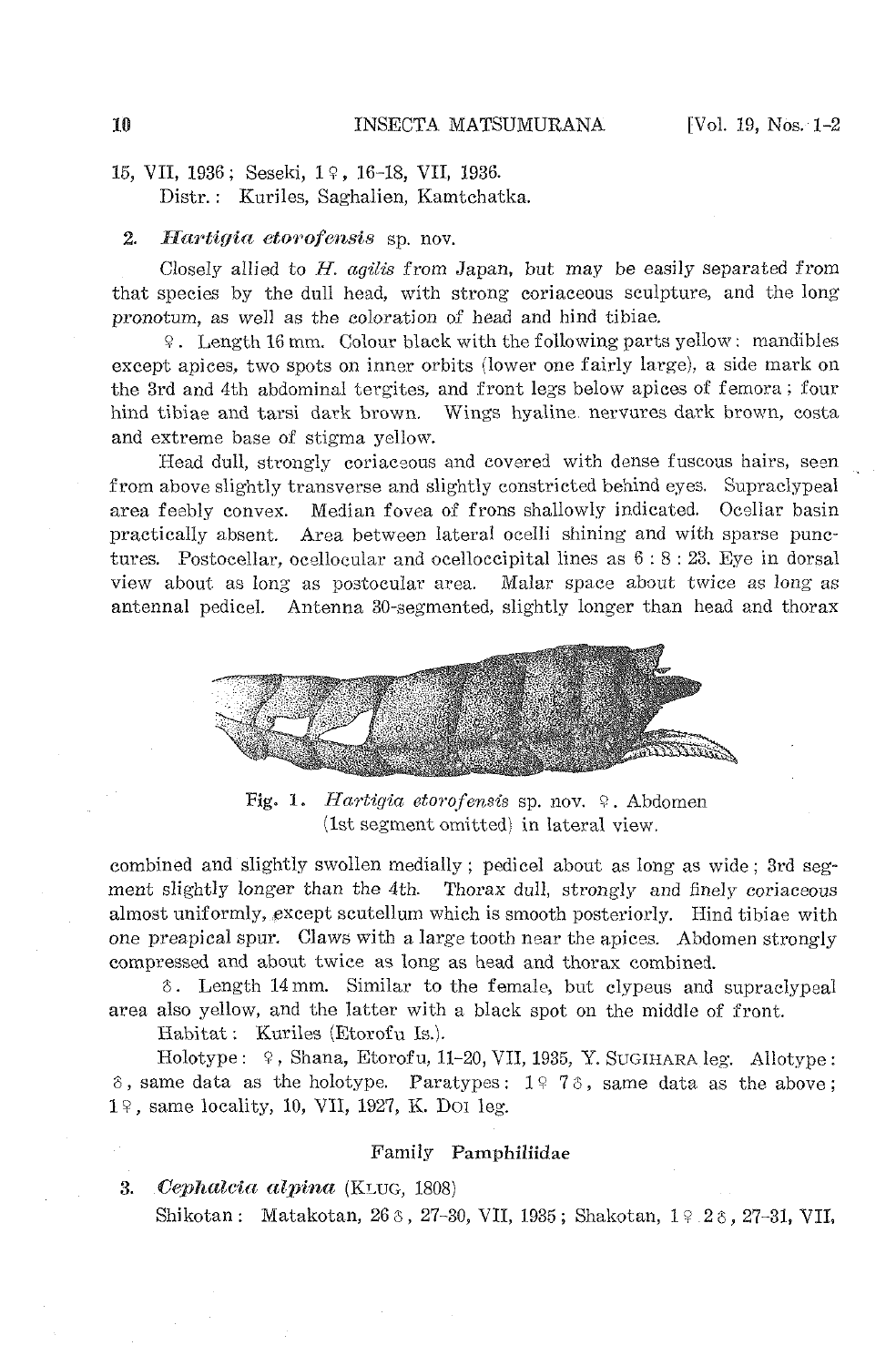15, VII, 1936; Seseki, 1♀, 16–18, VII, 1936.

Distr.: Kuriles, Saghalien, Kamtchatka.

## 2. *Hartigia etorofensis* sp. nov.

Closely allied to *H. agilis* from Japan, but may be easily separated from that species by the dull head, with strong coriaceous sculpture, and the long pronotum, as well as the coloration of head and hind tibiae.

♀. Length 16 mm. Colour black with the following parts yellow: mandibles except apices, two spots on inner orbits (lower one fairly large), a side mark on the 3rd and 4th abdominal tergites, and front legs below apices of femora; four hind tibiae and tarsi dark brown. Wings hyaline, nervures dark brown, costa and extreme base of stigma yellow.

Head dull, strongly coriaceous and covered with dense fuscous hairs, seen from above slightly transverse and slightly constricted behind eyes. Supraclypeal area feebly convex. Median fovea of frons shallowly indicated. Ocellar basin practically absent. Area between lateral ocelli shining and with sparse punctures. Postocellar, ocellocular and ocelloccipital lines as 6 : 8 : 23. Eye in dorsal view about as long as postocular area. Malar space about twice as long as antennal pedicel. Antenna 30-segmented, slightly longer than head and thorax combined and slightly swollen medially; pedicel about as long as wide; 3rd segment slightly longer than the 4th. Thorax dull, strongly and finely coriaceous almost uniformly, except scutellum which is smooth posteriorly. Hind tibiae with one preapical spur. Claws with a large tooth near the apices. Abdomen strongly compressed and about twice as long as head and thorax combined.

Fig. 1. *Hartigia etorofensis* sp. nov. ♀. Abdomen (1st segment omitted) in lateral view.

♂. Length 14 mm. Similar to the female, but clypeus and supraclypeal area also yellow, and the latter with a black spot on the middle of front.

Habitat: Kuriles (Etorofu Is.).

Holotype: ♀, Shana, Etorofu, 11–20, VII, 1935, Y. Sugihara leg. Allotype: ♂, same data as the holotype. Paratypes: 1♀ 7♂, same data as the above; 1♀, same locality, 10, VII, 1927, K. Doi leg.

### Family Pamphiliidae

## 3. *Cephalcia alpina* (Klug, 1808)

Shikotan: Matakotan, 26♂, 27–30, VII, 1935; Shakotan, 1♀ 2♂, 27–31, VII,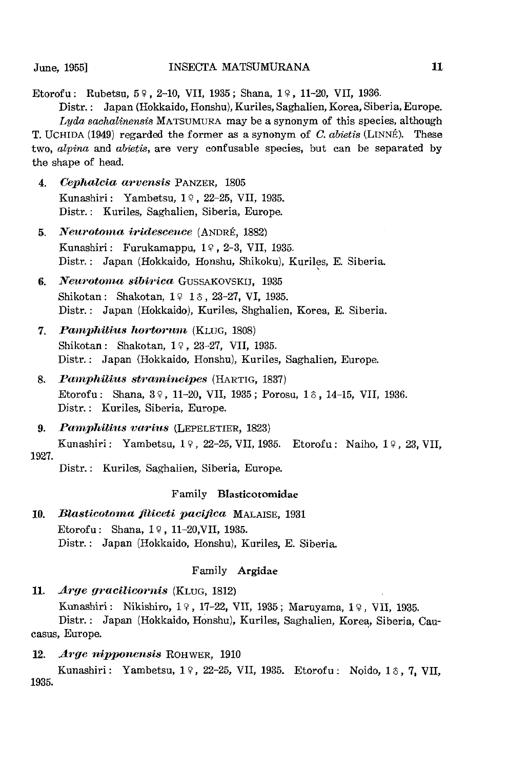Etorofu: Rubetsu, 5♀, 2-10, VII, 1935; Shana, 1♀, 11-20, VII, 1936.

Distr.: Japan (Hokkaido, Honshu), Kuriles, Saghalien, Korea, Siberia, Europe.

*Lyda sachalinensis* MATSUMURA may be a synonym of this species, although T. UCHIDA (1949) regarded the former as a synonym of *C. abietis* (LINNÉ). These two, *alpina* and *abietis*, are very confusable species, but can be separated by the shape of head.

4. ***Cephalcia arvensis*** PANZER, 1805
   Kunashiri: Yambetsu, 1♀, 22-25, VII, 1935.
   Distr.: Kuriles, Saghalien, Siberia, Europe.

5. ***Neurotoma iridescence*** (ANDRÉ, 1882)
   Kunashiri: Furukamappu, 1♀, 2-3, VII, 1935.
   Distr.: Japan (Hokkaido, Honshu, Shikoku), Kuriles, E. Siberia.

6. ***Neurotoma sibirica*** GUSSAKOVSKIJ, 1935
   Shikotan: Shakotan, 1♀ 1♂, 23-27, VI, 1935.
   Distr.: Japan (Hokkaido), Kuriles, Shghalien, Korea, E. Siberia.

7. ***Pamphilius hortorum*** (KLUG, 1808)
   Shikotan: Shakotan, 1♀, 23-27, VII, 1935.
   Distr.: Japan (Hokkaido, Honshu), Kuriles, Saghalien, Europe.

8. ***Pamphilius stramineipes*** (HARTIG, 1837)
   Etorofu: Shana, 3♀, 11-20, VII, 1935; Porosu, 1♂, 14-15, VII, 1936.
   Distr.: Kuriles, Siberia, Europe.

9. ***Pamphilius varius*** (LEPELETIER, 1823)
   Kunashiri: Yambetsu, 1♀, 22-25, VII, 1935. Etorofu: Naiho, 1♀, 23, VII, 1927.
   Distr.: Kuriles, Saghalien, Siberia, Europe.

### Family **Blasticotomidae**

10. ***Blasticotoma filiceti pacifica*** MALAISE, 1931
    Etorofu: Shana, 1♀, 11-20,VII, 1935.
    Distr.: Japan (Hokkaido, Honshu), Kuriles, E. Siberia.

### Family **Argidae**

11. ***Arge gracilicornis*** (KLUG, 1812)
    Kunashiri: Nikishiro, 1♀, 17-22, VII, 1935; Maruyama, 1♀, VII, 1935.
    Distr.: Japan (Hokkaido, Honshu), Kuriles, Saghalien, Korea, Siberia, Caucasus, Europe.

12. ***Arge nipponensis*** ROHWER, 1910
    Kunashiri: Yambetsu, 1♀, 22-25, VII, 1935. Etorofu: Noido, 1♂, 7, VII, 1935.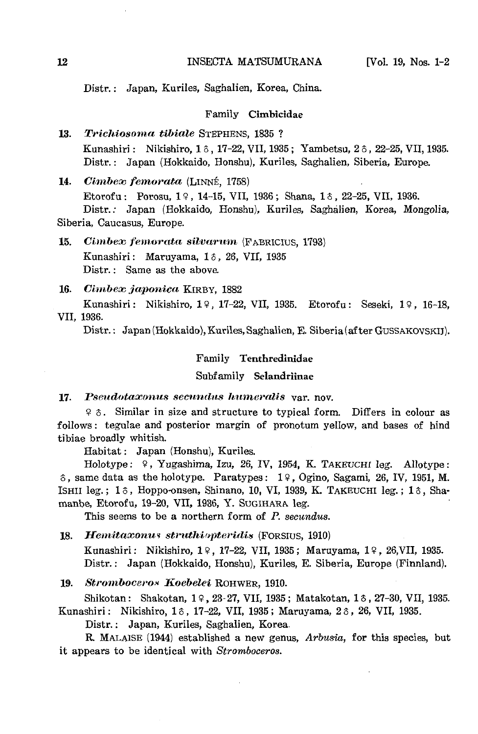Distr.: Japan, Kuriles, Saghalien, Korea, China.

### Family Cimbicidae

**13.** ***Trichiosoma tibiale*** STEPHENS, 1835 ?

Kunashiri: Nikishiro, 1♂, 17-22, VII, 1935; Yambetsu, 2♂, 22-25, VII, 1935.
Distr.: Japan (Hokkaido, Honshu), Kuriles, Saghalien, Siberia, Europe.

**14.** ***Cimbex femorata*** (LINNÉ, 1758)

Etorofu: Porosu, 1♀, 14-15, VII, 1936; Shana, 1♂, 22-25, VII, 1936.
Distr.: Japan (Hokkaido, Honshu), Kuriles, Saghalien, Korea, Mongolia, Siberia, Caucasus, Europe.

**15.** ***Cimbex femorata silvarum*** (FABRICIUS, 1793)

Kunashiri: Maruyama, 1♂, 26, VII, 1935
Distr.: Same as the above.

**16.** ***Cimbex japonica*** KIRBY, 1882

Kunashiri: Nikishiro, 1♀, 17-22, VII, 1935. Etorofu: Seseki, 1♀, 16-18, VII, 1936.

Distr.: Japan (Hokkaido), Kuriles, Saghalien, E. Siberia (after GUSSAKOVSKIJ).

### Family Tenthredinidae

#### Subfamily Selandriinae

**17.** ***Pseudotaxonus secundus humeralis*** var. nov.

♀♂. Similar in size and structure to typical form. Differs in colour as follows: tegulae and posterior margin of pronotum yellow, and bases of hind tibiae broadly whitish.

Habitat: Japan (Honshu), Kuriles.

Holotype: ♀, Yugashima, Izu, 26, IV, 1954, K. TAKEUCHI leg. Allotype: ♂, same data as the holotype. Paratypes: 1♀, Ogino, Sagami, 26, IV, 1951, M. ISHII leg.; 1♂, Hoppo-onsen, Shinano, 10, VI, 1939, K. TAKEUCHI leg.; 1♂, Shamanbe, Etorofu, 19-20, VII, 1936, Y. SUGIHARA leg.

This seems to be a northern form of *P. secundus*.

**18.** ***Hemitaxonus struthiopteridis*** (FORSIUS, 1910)

Kunashiri: Nikishiro, 1♀, 17-22, VII, 1935; Maruyama, 1♀, 26, VII, 1935.
Distr.: Japan (Hokkaido, Honshu), Kuriles, E. Siberia, Europe (Finnland).

**19.** ***Stromboceros Koebelei*** ROHWER, 1910.

Shikotan: Shakotan, 1♀, 23-27, VII, 1935; Matakotan, 1♂, 27-30, VII, 1935. Kunashiri: Nikishiro, 1♂, 17-22, VII, 1935; Maruyama, 2♂, 26, VII, 1935.

Distr.: Japan, Kuriles, Saghalien, Korea.

R. MALAISE (1944) established a new genus, *Arbusia*, for this species, but it appears to be identical with *Stromboceros*.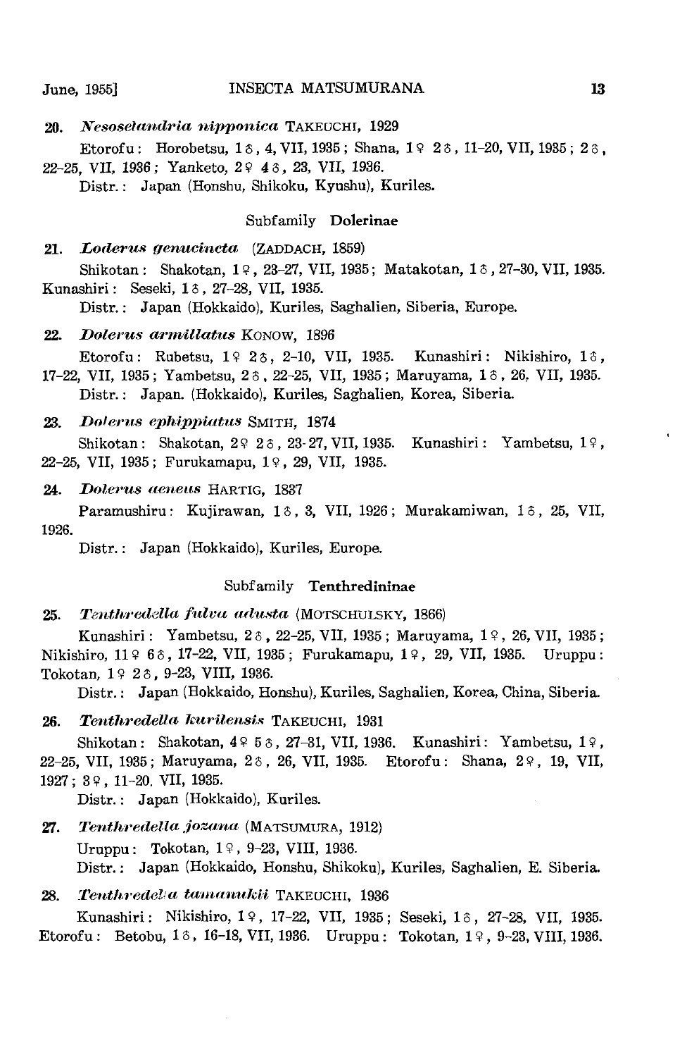**20.** ***Nesoselandria nipponica*** TAKEUCHI, 1929

Etorofu: Horobetsu, 1♂, 4, VII, 1935; Shana, 1♀ 2♂, 11–20, VII, 1935; 2♂, 22–25, VII, 1936; Yanketo, 2♀ 4♂, 23, VII, 1936.

Distr.: Japan (Honshu, Shikoku, Kyushu), Kuriles.

### Subfamily **Dolerinae**

**21.** ***Loderus genucincta*** (ZADDACH, 1859)

Shikotan: Shakotan, 1♀, 23–27, VII, 1935; Matakotan, 1♂, 27–30, VII, 1935. Kunashiri: Seseki, 1♂, 27–28, VII, 1935.

Distr.: Japan (Hokkaido), Kuriles, Saghalien, Siberia, Europe.

**22.** ***Dolerus armillatus*** KONOW, 1896

Etorofu: Rubetsu, 1♀ 2♂, 2–10, VII, 1935. Kunashiri: Nikishiro, 1♂, 17–22, VII, 1935; Yambetsu, 2♂, 22–25, VII, 1935; Maruyama, 1♂, 26, VII, 1935.

Distr.: Japan. (Hokkaido), Kuriles, Saghalien, Korea, Siberia.

**23.** ***Dolerus ephippiatus*** SMITH, 1874

Shikotan: Shakotan, 2♀ 2♂, 23-27, VII, 1935. Kunashiri: Yambetsu, 1♀, 22–25, VII, 1935; Furukamapu, 1♀, 29, VII, 1935.

**24.** ***Dolerus aeneus*** HARTIG, 1837

Paramushiru: Kujirawan, 1♂, 3, VII, 1926; Murakamiwan, 1♂, 25, VII, 1926.

Distr.: Japan (Hokkaido), Kuriles, Europe.

### Subfamily **Tenthredininae**

**25.** ***Tenthredella fulva adusta*** (MOTSCHULSKY, 1866)

Kunashiri: Yambetsu, 2♂, 22–25, VII, 1935; Maruyama, 1♀, 26, VII, 1935; Nikishiro, 11♀ 6♂, 17–22, VII, 1935; Furukamapu, 1♀, 29, VII, 1935. Uruppu: Tokotan, 1♀ 2♂, 9–23, VIII, 1936.

Distr.: Japan (Hokkaido, Honshu), Kuriles, Saghalien, Korea, China, Siberia.

**26.** ***Tenthredella kurilensis*** TAKEUCHI, 1931

Shikotan: Shakotan, 4♀ 5♂, 27–31, VII, 1936. Kunashiri: Yambetsu, 1♀, 22–25, VII, 1935; Maruyama, 2♂, 26, VII, 1935. Etorofu: Shana, 2♀, 19, VII, 1927; 3♀, 11–20, VII, 1935.

Distr.: Japan (Hokkaido), Kuriles.

**27.** ***Tenthredella jozana*** (MATSUMURA, 1912)

Uruppu: Tokotan, 1♀, 9–23, VIII, 1936.

Distr.: Japan (Hokkaido, Honshu, Shikoku), Kuriles, Saghalien, E. Siberia.

**28.** ***Tenthredella tamanukii*** TAKEUCHI, 1936

Kunashiri: Nikishiro, 1♀, 17–22, VII, 1935; Seseki, 1♂, 27–28, VII, 1935. Etorofu: Betobu, 1♂, 16–18, VII, 1936. Uruppu: Tokotan, 1♀, 9–23, VIII, 1936.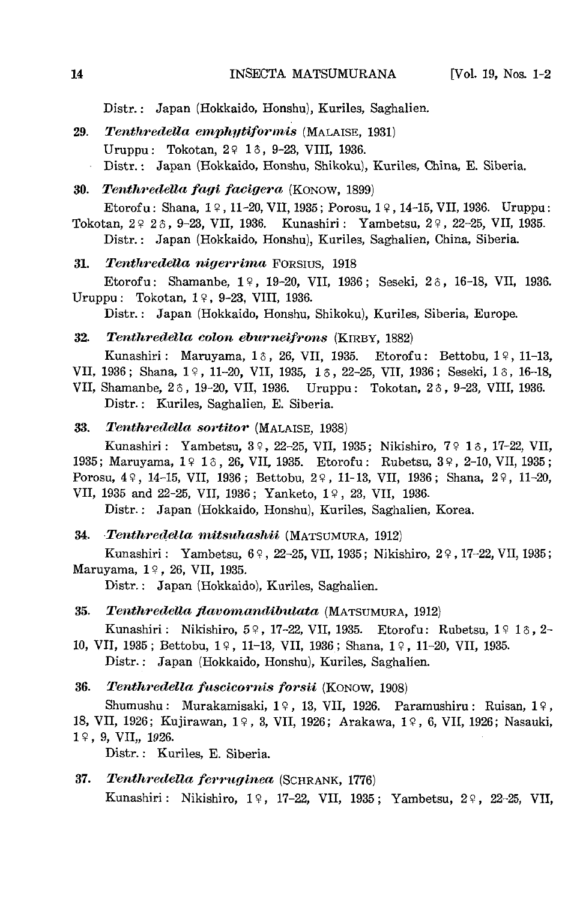Distr.: Japan (Hokkaido, Honshu), Kuriles, Saghalien.

**29. *Tenthredella emphytiformis*** (MALAISE, 1931)

Uruppu: Tokotan, 2♀ 1♂, 9–23, VIII, 1936.

Distr.: Japan (Hokkaido, Honshu, Shikoku), Kuriles, China, E. Siberia.

**30. *Tenthredella fagi facigera*** (KONOW, 1899)

Etorofu: Shana, 1♀, 11–20, VII, 1935; Porosu, 1♀, 14–15, VII, 1936. Uruppu: Tokotan, 2♀ 2♂, 9–23, VII, 1936. Kunashiri: Yambetsu, 2♀, 22–25, VII, 1935.

Distr.: Japan (Hokkaido, Honshu), Kuriles, Saghalien, China, Siberia.

**31. *Tenthredella nigerrima*** FORSIUS, 1918

Etorofu: Shamanbe, 1♀, 19–20, VII, 1936; Seseki, 2♂, 16–18, VII, 1936. Uruppu: Tokotan, 1♀, 9–23, VIII, 1936.

Distr.: Japan (Hokkaido, Honshu, Shikoku), Kuriles, Siberia, Europe.

**32. *Tenthredella colon eburneifrons*** (KIRBY, 1882)

Kunashiri: Maruyama, 1♂, 26, VII, 1935. Etorofu: Bettobu, 1♀, 11–13, VII, 1936; Shana, 1♀, 11–20, VII, 1935, 1♂, 22–25, VII, 1936; Seseki, 1♂, 16–18, VII, Shamanbe, 2♂, 19–20, VII, 1936. Uruppu: Tokotan, 2♂, 9–23, VIII, 1936.

Distr.: Kuriles, Saghalien, E. Siberia.

**33. *Tenthredella sortitor*** (MALAISE, 1938)

Kunashiri: Yambetsu, 3♀, 22–25, VII, 1935; Nikishiro, 7♀ 1♂, 17–22, VII, 1935; Maruyama, 1♀ 1♂, 26, VII, 1935. Etorofu: Rubetsu, 3♀, 2–10, VII, 1935; Porosu, 4♀, 14–15, VII, 1936; Bettobu, 2♀, 11–13, VII, 1936; Shana, 2♀, 11–20, VII, 1935 and 22–25, VII, 1936; Yanketo, 1♀, 23, VII, 1936.

Distr.: Japan (Hokkaido, Honshu), Kuriles, Saghalien, Korea.

**34. *Tenthredella mitsuhashii*** (MATSUMURA, 1912)

Kunashiri: Yambetsu, 6♀, 22–25, VII, 1935; Nikishiro, 2♀, 17–22, VII, 1935; Maruyama, 1♀, 26, VII, 1935.

Distr.: Japan (Hokkaido), Kuriles, Saghalien.

**35. *Tenthredella flavomandibulata*** (MATSUMURA, 1912)

Kunashiri: Nikishiro, 5♀, 17–22, VII, 1935. Etorofu: Rubetsu, 1♀ 1♂, 2–10, VII, 1935; Bettobu, 1♀, 11–13, VII, 1936; Shana, 1♀, 11–20, VII, 1935.

Distr.: Japan (Hokkaido, Honshu), Kuriles, Saghalien.

**36. *Tenthredella fuscicornis forsii*** (KONOW, 1908)

Shumushu: Murakamisaki, 1♀, 13, VII, 1926. Paramushiru: Ruisan, 1♀, 18, VII, 1926; Kujirawan, 1♀, 3, VII, 1926; Arakawa, 1♀, 6, VII, 1926; Nasauki, 1♀, 9, VII,, 1926.

Distr.: Kuriles, E. Siberia.

**37. *Tenthredella ferruginea*** (SCHRANK, 1776)

Kunashiri: Nikishiro, 1♀, 17–22, VII, 1935; Yambetsu, 2♀, 22–25, VII,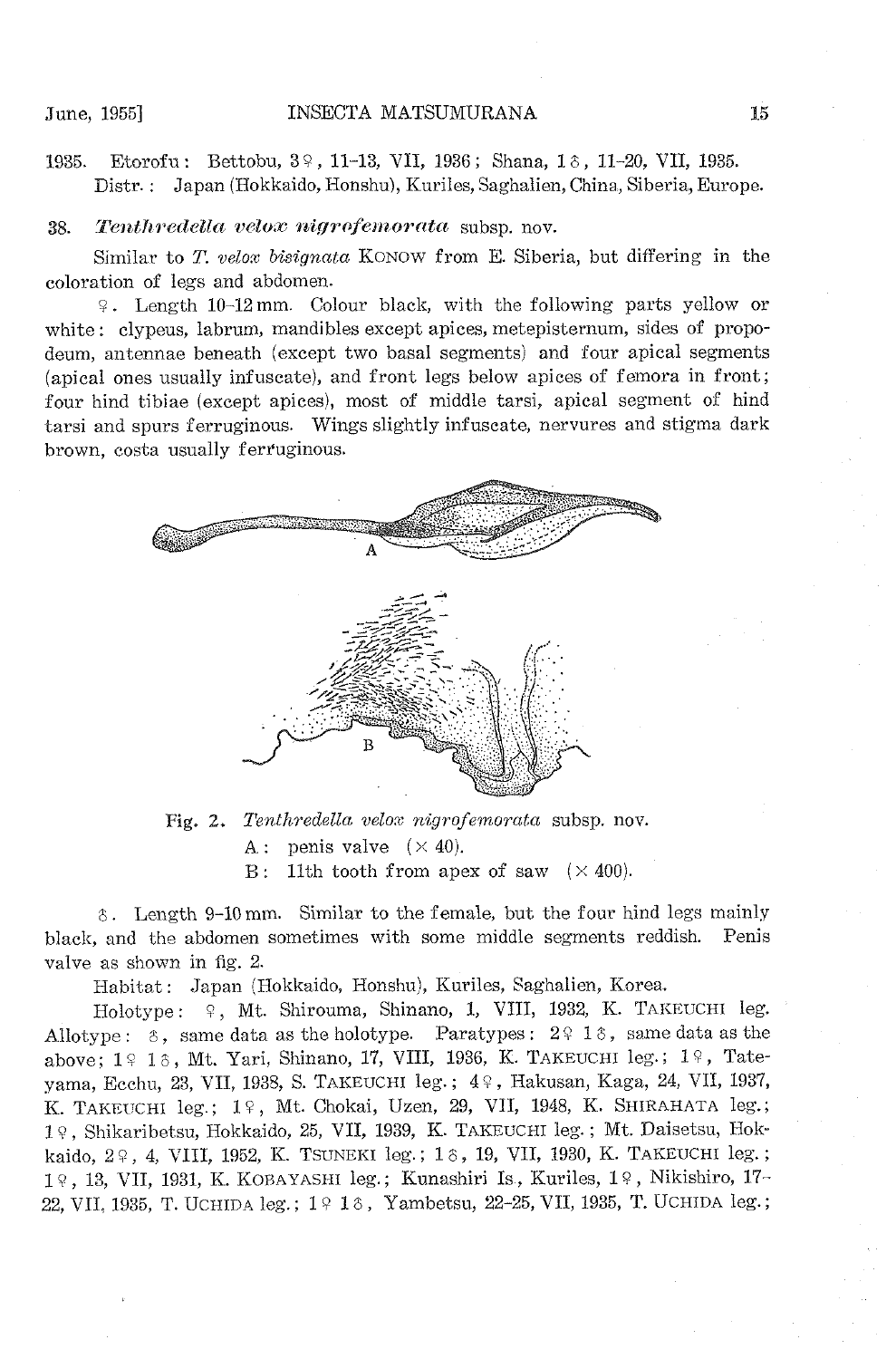1935. Etorofu: Bettobu, 3♀, 11-13, VII, 1936; Shana, 1♂, 11-20, VII, 1935.

Distr.: Japan (Hokkaido, Honshu), Kuriles, Saghalien, China, Siberia, Europe.

### 38. *Tenthredella velox nigrofemorata* subsp. nov.

Similar to *T. velox bisignata* KONOW from E. Siberia, but differing in the coloration of legs and abdomen.

♀. Length 10-12 mm. Colour black, with the following parts yellow or white: clypeus, labrum, mandibles except apices, metepisternum, sides of propodeum, antennae beneath (except two basal segments) and four apical segments (apical ones usually infuscate), and front legs below apices of femora in front; four hind tibiae (except apices), most of middle tarsi, apical segment of hind tarsi and spurs ferruginous. Wings slightly infuscate, nervures and stigma dark brown, costa usually ferruginous.

Fig. 2. *Tenthredella velox nigrofemorata* subsp. nov.
A: penis valve (× 40).
B: 11th tooth from apex of saw (× 400).

♂. Length 9-10 mm. Similar to the female, but the four hind legs mainly black, and the abdomen sometimes with some middle segments reddish. Penis valve as shown in fig. 2.

Habitat: Japan (Hokkaido, Honshu), Kuriles, Saghalien, Korea.

Holotype: ♀, Mt. Shirouma, Shinano, 1, VIII, 1932, K. TAKEUCHI leg. Allotype: ♂, same data as the holotype. Paratypes: 2♀ 1♂, same data as the above; 1♀ 1♂, Mt. Yari, Shinano, 17, VIII, 1936, K. TAKEUCHI leg.; 1♀, Tateyama, Ecchu, 23, VII, 1938, S. TAKEUCHI leg.; 4♀, Hakusan, Kaga, 24, VII, 1937, K. TAKEUCHI leg.; 1♀, Mt. Chokai, Uzen, 29, VII, 1948, K. SHIRAHATA leg.; 1♀, Shikaribetsu, Hokkaido, 25, VII, 1939, K. TAKEUCHI leg.; Mt. Daisetsu, Hokkaido, 2♀, 4, VIII, 1952, K. TSUNEKI leg.; 1♂, 19, VII, 1930, K. TAKEUCHI leg.; 1♀, 13, VII, 1931, K. KOBAYASHI leg.; Kunashiri Is., Kuriles, 1♀, Nikishiro, 17-22, VII, 1935, T. UCHIDA leg.; 1♀ 1♂, Yambetsu, 22-25, VII, 1935, T. UCHIDA leg.;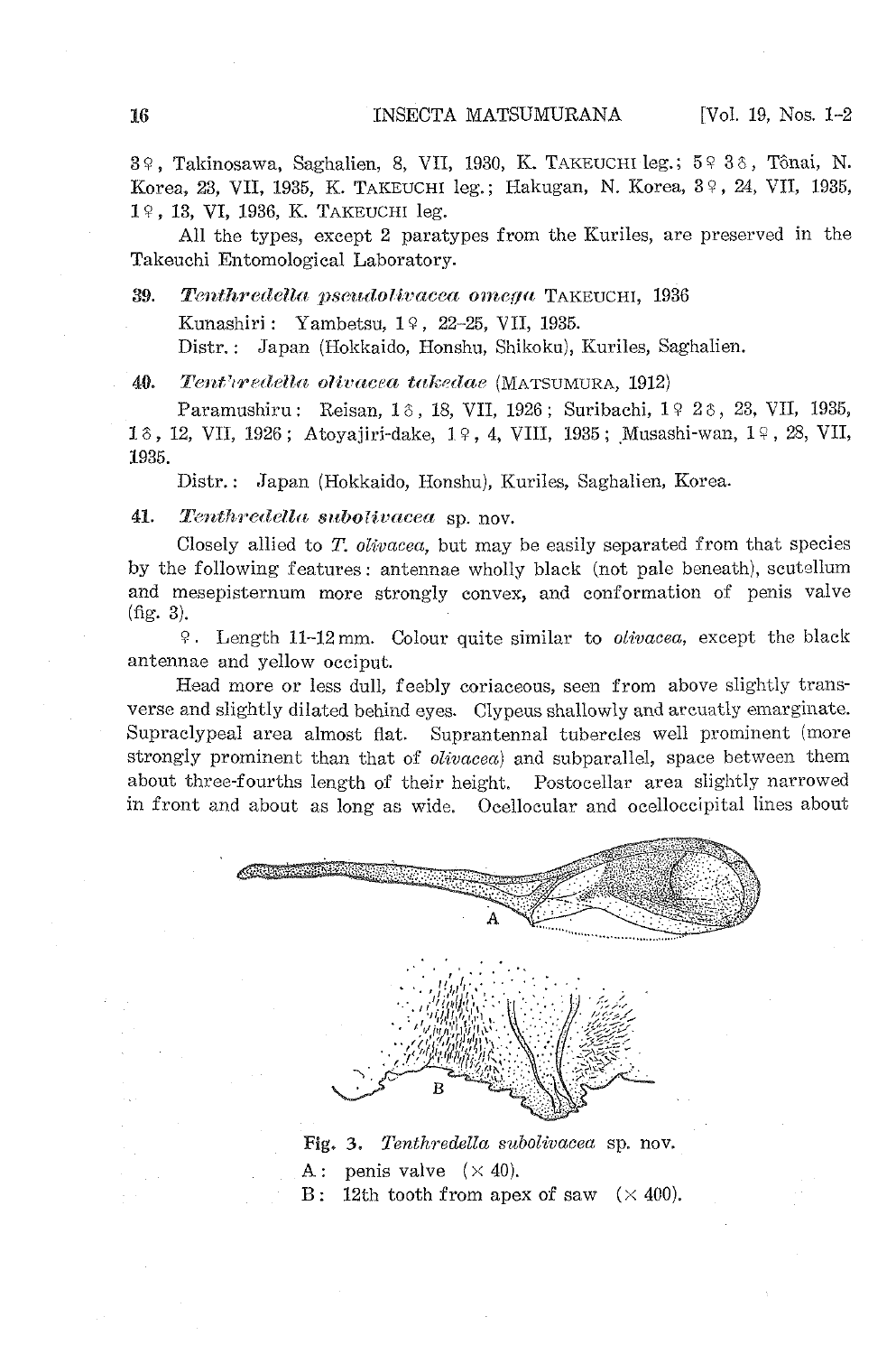3♀, Takinosawa, Saghalien, 8, VII, 1930, K. TAKEUCHI leg.; 5♀ 3♂, Tônai, N. Korea, 23, VII, 1935, K. TAKEUCHI leg.; Hakugan, N. Korea, 3♀, 24, VII, 1935, 1♀, 13, VI, 1936, K. TAKEUCHI leg.

All the types, except 2 paratypes from the Kuriles, are preserved in the Takeuchi Entomological Laboratory.

**39.** ***Tenthredella pseudolivacea omega*** TAKEUCHI, 1936

Kunashiri: Yambetsu, 1♀, 22–25, VII, 1935.

Distr.: Japan (Hokkaido, Honshu, Shikoku), Kuriles, Saghalien.

**40.** ***Tenthredella olivacea takedae*** (MATSUMURA, 1912)

Paramushiru: Reisan, 1♂, 18, VII, 1926; Suribachi, 1♀ 2♂, 23, VII, 1935, 1♂, 12, VII, 1926; Atoyajiri-dake, 1♀, 4, VIII, 1935; Musashi-wan, 1♀, 28, VII, 1935.

Distr.: Japan (Hokkaido, Honshu), Kuriles, Saghalien, Korea.

**41.** ***Tenthredella subolivacea*** sp. nov.

Closely allied to *T. olivacea*, but may be easily separated from that species by the following features: antennae wholly black (not pale beneath), scutellum and mesepisternum more strongly convex, and conformation of penis valve (fig. 3).

♀. Length 11–12 mm. Colour quite similar to *olivacea*, except the black antennae and yellow occiput.

Head more or less dull, feebly coriaceous, seen from above slightly transverse and slightly dilated behind eyes. Clypeus shallowly and arcuatly emarginate. Supraclypeal area almost flat. Suprantennal tubercles well prominent (more strongly prominent than that of *olivacea*) and subparallel, space between them about three-fourths length of their height. Postocellar area slightly narrowed in front and about as long as wide. Ocellocular and ocelloccipital lines about

Fig. 3. *Tenthredella subolivacea* sp. nov.
A: penis valve (× 40).
B: 12th tooth from apex of saw (× 400).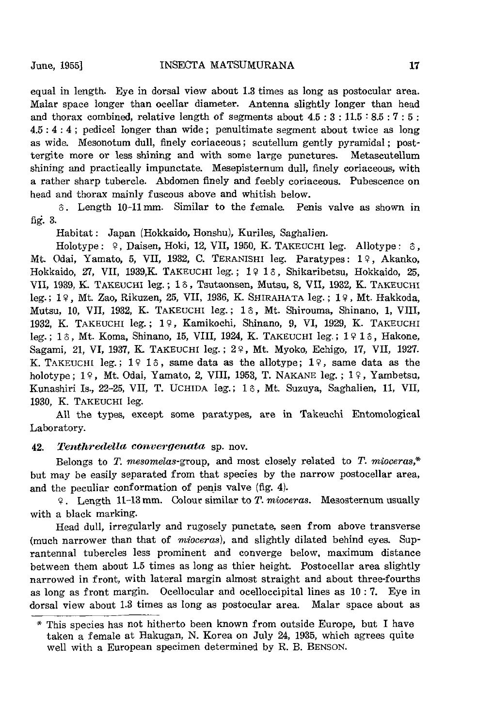equal in length. Eye in dorsal view about 1.3 times as long as postocular area. Malar space longer than ocellar diameter. Antenna slightly longer than head and thorax combined, relative length of segments about 4.5 : 3 : 11.5 : 8.5 : 7 : 5 : 4.5 : 4 : 4 ; pedicel longer than wide ; penultimate segment about twice as long as wide. Mesonotum dull, finely coriaceous ; scutellum gently pyramidal ; post-tergite more or less shining and with some large punctures. Metascutellum shining and practically impunctate. Mesepisternum dull, finely coriaceous, with a rather sharp tubercle. Abdomen finely and feebly coriaceous. Pubescence on head and thorax mainly fuscous above and whitish below.

♂. Length 10-11 mm. Similar to the female. Penis valve as shown in fig. 3.

Habitat : Japan (Hokkaido, Honshu), Kuriles, Saghalien.

Holotype : ♀, Daisen, Hoki, 12, VII, 1950, K. TAKEUCHI leg. Allotype : ♂, Mt. Odai, Yamato, 5, VII, 1932, C. TERANISHI leg. Paratypes : 1♀, Akanko, Hokkaido, 27, VII, 1939, K. TAKEUCHI leg. ; 1♀ 1♂, Shikaribetsu, Hokkaido, 25, VII, 1939, K. TAKEUCHI leg. ; 1♂, Tsutaonsen, Mutsu, 8, VII, 1932, K. TAKEUCHI leg. ; 1♀, Mt. Zao, Rikuzen, 25, VII, 1936, K. SHIRAHATA leg. ; 1♀, Mt. Hakkoda, Mutsu, 10, VII, 1932, K. TAKEUCHI leg. ; 1♂, Mt. Shirouma, Shinano, 1, VIII, 1932, K. TAKEUCHI leg. ; 1♀, Kamikochi, Shinano, 9, VI, 1929, K. TAKEUCHI leg. ; 1♂, Mt. Koma, Shinano, 15, VIII, 1924, K. TAKEUCHI leg. ; 1♀ 1♂, Hakone, Sagami, 21, VI, 1937, K. TAKEUCHI leg. ; 2♀, Mt. Myoko, Echigo, 17, VII, 1927. K. TAKEUCHI leg. ; 1♀ 1♂, same data as the allotype ; 1♀, same data as the holotype ; 1♀, Mt. Odai, Yamato, 2, VIII, 1953, T. NAKANE leg. ; 1♀, Yambetsu, Kunashiri Is., 22-25, VII, T. UCHIDA leg. ; 1♂, Mt. Suzuya, Saghalien, 11, VII, 1930, K. TAKEUCHI leg.

All the types, except some paratypes, are in Takeuchi Entomological Laboratory.

### 42. *Tenthredella convergenata* sp. nov.

Belongs to *T. mesomelas*-group, and most closely related to *T. mioceras*,* but may be easily separated from that species by the narrow postocellar area, and the peculiar conformation of penis valve (fig. 4).

♀. Length 11-13 mm. Colour similar to *T. mioceras*. Mesosternum usually with a black marking.

Head dull, irregularly and rugosely punctate, seen from above transverse (much narrower than that of *mioceras*), and slightly dilated behind eyes. Suprantennal tubercles less prominent and converge below, maximum distance between them about 1.5 times as long as thier height. Postocellar area slightly narrowed in front, with lateral margin almost straight and about three-fourths as long as front margin. Ocellocular and ocelloccipital lines as 10 : 7. Eye in dorsal view about 1.3 times as long as postocular area. Malar space about as

---

* This species has not hitherto been known from outside Europe, but I have taken a female at Hakugan, N. Korea on July 24, 1935, which agrees quite well with a European specimen determined by R. B. BENSON.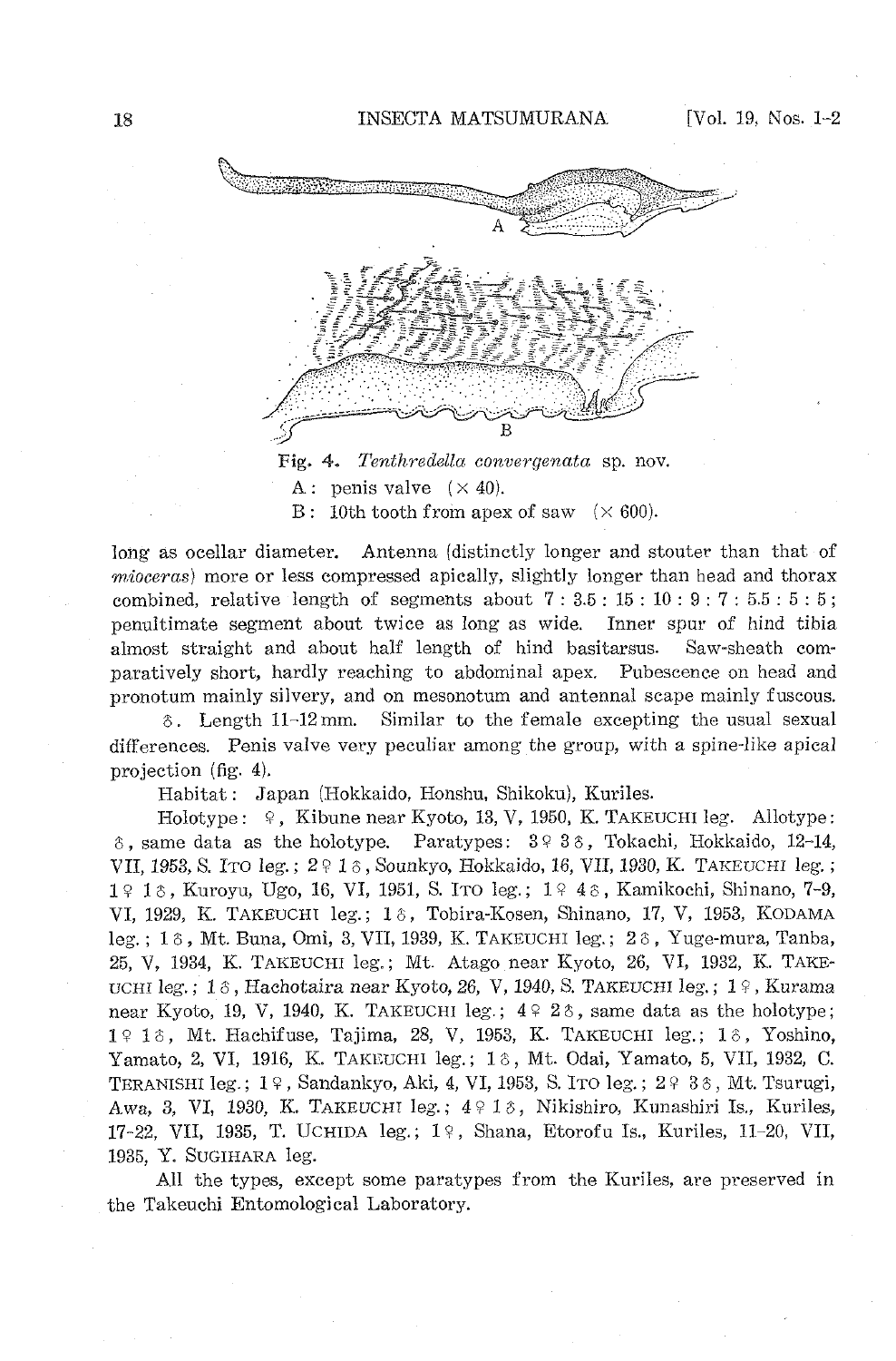A

B

Fig. 4. *Tenthredella convergenata* sp. nov.

A: penis valve (× 40).

B: 10th tooth from apex of saw (× 600).

long as ocellar diameter. Antenna (distinctly longer and stouter than that of *mioceras*) more or less compressed apically, slightly longer than head and thorax combined, relative length of segments about 7 : 3.5 : 15 : 10 : 9 : 7 : 5.5 : 5 : 5; penultimate segment about twice as long as wide. Inner spur of hind tibia almost straight and about half length of hind basitarsus. Saw-sheath comparatively short, hardly reaching to abdominal apex. Pubescence on head and pronotum mainly silvery, and on mesonotum and antennal scape mainly fuscous.

♂. Length 11–12 mm. Similar to the female excepting the usual sexual differences. Penis valve very peculiar among the group, with a spine-like apical projection (fig. 4).

Habitat: Japan (Hokkaido, Honshu, Shikoku), Kuriles.

Holotype: ♀, Kibune near Kyoto, 13, V, 1950, K. TAKEUCHI leg. Allotype: ♂, same data as the holotype. Paratypes: 3♀ 3♂, Tokachi, Hokkaido, 12–14, VII, 1953, S. ITO leg.; 2♀ 1♂, Sounkyo, Hokkaido, 16, VII, 1930, K. TAKEUCHI leg.; 1♀ 1♂, Kuroyu, Ugo, 16, VI, 1951, S. ITO leg.; 1♀ 4♂, Kamikochi, Shinano, 7–9, VI, 1929, K. TAKEUCHI leg.; 1♂, Tobira-Kosen, Shinano, 17, V, 1953, KODAMA leg.; 1♂, Mt. Buna, Omi, 3, VII, 1939, K. TAKEUCHI leg.; 2♂, Yuge-mura, Tanba, 25, V, 1934, K. TAKEUCHI leg.; Mt. Atago near Kyoto, 26, VI, 1932, K. TAKEUCHI leg.; 1♂, Hachotaira near Kyoto, 26, V, 1940, S. TAKEUCHI leg.; 1♀, Kurama near Kyoto, 19, V, 1940, K. TAKEUCHI leg.; 4♀ 2♂, same data as the holotype; 1♀ 1♂, Mt. Hachifuse, Tajima, 28, V, 1953, K. TAKEUCHI leg.; 1♂, Yoshino, Yamato, 2, VI, 1916, K. TAKEUCHI leg.; 1♂, Mt. Odai, Yamato, 5, VII, 1932, C. TERANISHI leg.; 1♀, Sandankyo, Aki, 4, VI, 1953, S. ITO leg.; 2♀ 3♂, Mt. Tsurugi, Awa, 3, VI, 1930, K. TAKEUCHI leg.; 4♀ 1♂, Nikishiro, Kunashiri Is., Kuriles, 17–22, VII, 1935, T. UCHIDA leg.; 1♀, Shana, Etorofu Is., Kuriles, 11–20, VII, 1935, Y. SUGIHARA leg.

All the types, except some paratypes from the Kuriles, are preserved in the Takeuchi Entomological Laboratory.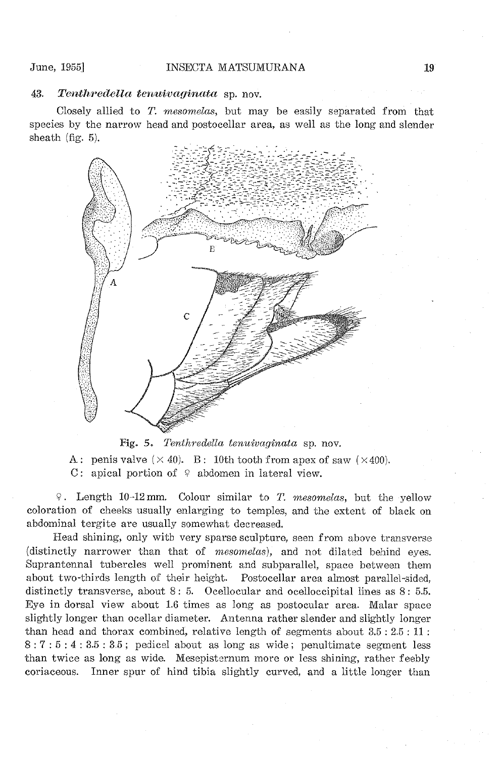### 43. *Tenthredella tenuivaginata* sp. nov.

Closely allied to *T. mesomelas*, but may be easily separated from that species by the narrow head and postocellar area, as well as the long and slender sheath (fig. 5).

Fig. 5. *Tenthredella tenuivaginata* sp. nov.

A: penis valve (× 40). B: 10th tooth from apex of saw (× 400).
C: apical portion of ♀ abdomen in lateral view.

♀. Length 10–12 mm. Colour similar to *T. mesomelas*, but the yellow coloration of cheeks usually enlarging to temples, and the extent of black on abdominal tergite are usually somewhat decreased.

Head shining, only with very sparse sculpture, seen from above transverse (distinctly narrower than that of *mesomelas*), and not dilated behind eyes. Suprantennal tubercles well prominent and subparallel, space between them about two-thirds length of their height. Postocellar area almost parallel-sided, distinctly transverse, about 8 : 5. Ocellocular and ocelloccipital lines as 8 : 5.5. Eye in dorsal view about 1.6 times as long as postocular area. Malar space slightly longer than ocellar diameter. Antenna rather slender and slightly longer than head and thorax combined, relative length of segments about 3.5 : 2.5 : 11 : 8 : 7 : 5 : 4 : 3.5 : 3.5; pedicel about as long as wide; penultimate segment less than twice as long as wide. Mesepisternum more or less shining, rather feebly coriaceous. Inner spur of hind tibia slightly curved, and a little longer than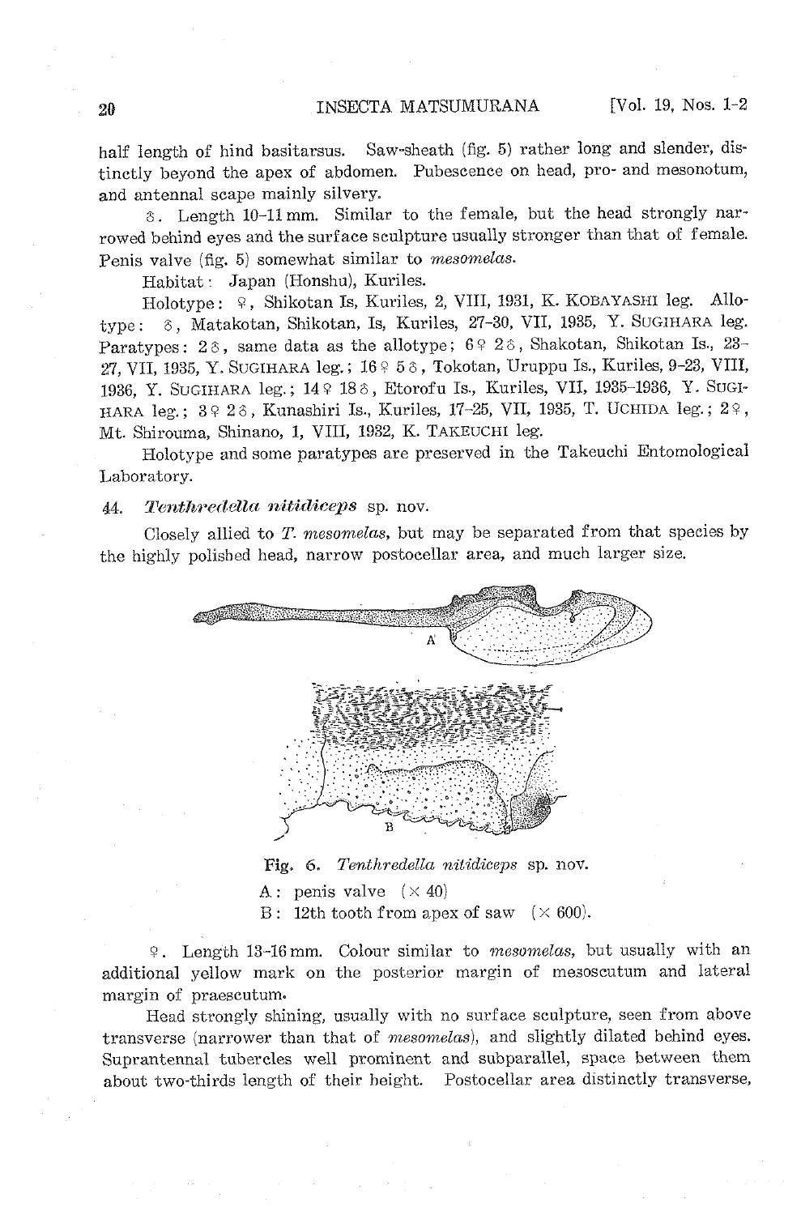half length of hind basitarsus. Saw-sheath (fig. 5) rather long and slender, distinctly beyond the apex of abdomen. Pubescence on head, pro- and mesonotum, and antennal scape mainly silvery.

♂. Length 10–11 mm. Similar to the female, but the head strongly narrowed behind eyes and the surface sculpture usually stronger than that of female. Penis valve (fig. 5) somewhat similar to *mesomelas*.

Habitat: Japan (Honshu), Kuriles.

Holotype: ♀, Shikotan Is, Kuriles, 2, VIII, 1931, K. Kobayashi leg. Allotype: ♂, Matakotan, Shikotan, Is, Kuriles, 27–30, VII, 1935, Y. Sugihara leg. Paratypes: 2♂, same data as the allotype; 6♀ 2♂, Shakotan, Shikotan Is., 23–27, VII, 1935, Y. Sugihara leg.; 16♀ 5♂, Tokotan, Uruppu Is., Kuriles, 9–23, VIII, 1936, Y. Sugihara leg.; 14♀ 18♂, Etorofu Is., Kuriles, VII, 1935–1936, Y. Sugihara leg.; 3♀ 2♂, Kunashiri Is., Kuriles, 17–25, VII, 1935, T. Uchida leg.; 2♀, Mt. Shirouma, Shinano, 1, VIII, 1932, K. Takeuchi leg.

Holotype and some paratypes are preserved in the Takeuchi Entomological Laboratory.

### 44. *Tenthredella nitidiceps* sp. nov.

Closely allied to *T. mesomelas*, but may be separated from that species by the highly polished head, narrow postocellar area, and much larger size.

Fig. 6. *Tenthredella nitidiceps* sp. nov.

A: penis valve (× 40)

B: 12th tooth from apex of saw (× 600).

♀. Length 13–16 mm. Colour similar to *mesomelas*, but usually with an additional yellow mark on the posterior margin of mesoscutum and lateral margin of praescutum.

Head strongly shining, usually with no surface sculpture, seen from above transverse (narrower than that of *mesomelas*), and slightly dilated behind eyes. Suprantennal tubercles well prominent and subparallel, space between them about two-thirds length of their height. Postocellar area distinctly transverse,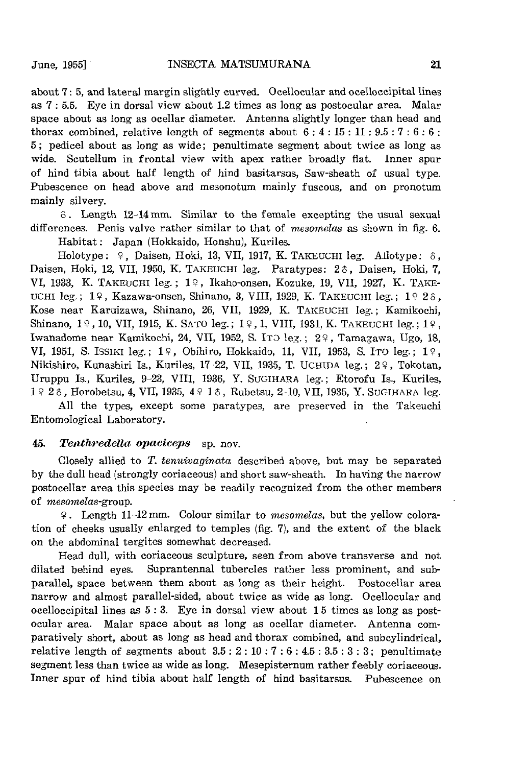about 7 : 5, and lateral margin slightly curved. Ocellocular and ocelloccipital lines as 7 : 5.5. Eye in dorsal view about 1.2 times as long as postocular area. Malar space about as long as ocellar diameter. Antenna slightly longer than head and thorax combined, relative length of segments about 6 : 4 : 15 : 11 : 9.5 : 7 : 6 : 6 : 5; pedicel about as long as wide; penultimate segment about twice as long as wide. Scutellum in frontal view with apex rather broadly flat. Inner spur of hind tibia about half length of hind basitarsus, Saw-sheath of usual type. Pubescence on head above and mesonotum mainly fuscous, and on pronotum mainly silvery.

♂. Length 12–14 mm. Similar to the female excepting the usual sexual differences. Penis valve rather similar to that of *mesomelas* as shown in fig. 6.

Habitat: Japan (Hokkaido, Honshu), Kuriles.

Holotype: ♀, Daisen, Hoki, 13, VII, 1917, K. TAKEUCHI leg. Allotype: ♂, Daisen, Hoki, 12, VII, 1950, K. TAKEUCHI leg. Paratypes: 2♂, Daisen, Hoki, 7, VI, 1933, K. TAKEUCHI leg.; 1♀, Ikaho-onsen, Kozuke, 19, VII, 1927, K. TAKEUCHI leg.; 1♀, Kazawa-onsen, Shinano, 3, VIII, 1929, K. TAKEUCHI leg.; 1♀ 2♂, Kose near Karuizawa, Shinano, 26, VII, 1929, K. TAKEUCHI leg.; Kamikochi, Shinano, 1♀, 10, VII, 1915, K. SATO leg.; 1♀, 1, VIII, 1931, K. TAKEUCHI leg.; 1♀, Iwanadome near Kamikochi, 24, VII, 1952, S. ITO leg.; 2♀, Tamagawa, Ugo, 18, VI, 1951, S. ISSIKI leg.; 1♀, Obihiro, Hokkaido, 11, VII, 1953, S. ITO leg.; 1♀, Nikishiro, Kunashiri Is., Kuriles, 17–22, VII, 1935, T. UCHIDA leg.; 2♀, Tokotan, Uruppu Is., Kuriles, 9–23, VIII, 1936, Y. SUGIHARA leg.; Etorofu Is., Kuriles, 1♀ 2♂, Horobetsu, 4, VII, 1935, 4♀ 1♂, Rubetsu, 2–10, VII, 1935, Y. SUGIHARA leg.

All the types, except some paratypes, are preserved in the Takeuchi Entomological Laboratory.

### 45. *Tenthredella opaciceps* sp. nov.

Closely allied to *T. tenuivaginata* described above, but may be separated by the dull head (strongly coriaceous) and short saw-sheath. In having the narrow postocellar area this species may be readily recognized from the other members of *mesomelas*-group.

♀. Length 11–12 mm. Colour similar to *mesomelas*, but the yellow coloration of cheeks usually enlarged to temples (fig. 7), and the extent of the black on the abdominal tergites somewhat decreased.

Head dull, with coriaceous sculpture, seen from above transverse and not dilated behind eyes. Suprantennal tubercles rather less prominent, and subparallel, space between them about as long as their height. Postocellar area narrow and almost parallel-sided, about twice as wide as long. Ocellocular and ocelloccipital lines as 5 : 3. Eye in dorsal view about 1.5 times as long as postocular area. Malar space about as long as ocellar diameter. Antenna comparatively short, about as long as head and thorax combined, and subcylindrical, relative length of segments about 3.5 : 2 : 10 : 7 : 6 : 4.5 : 3.5 : 3 : 3; penultimate segment less than twice as wide as long. Mesepisternum rather feebly coriaceous. Inner spur of hind tibia about half length of hind basitarsus. Pubescence on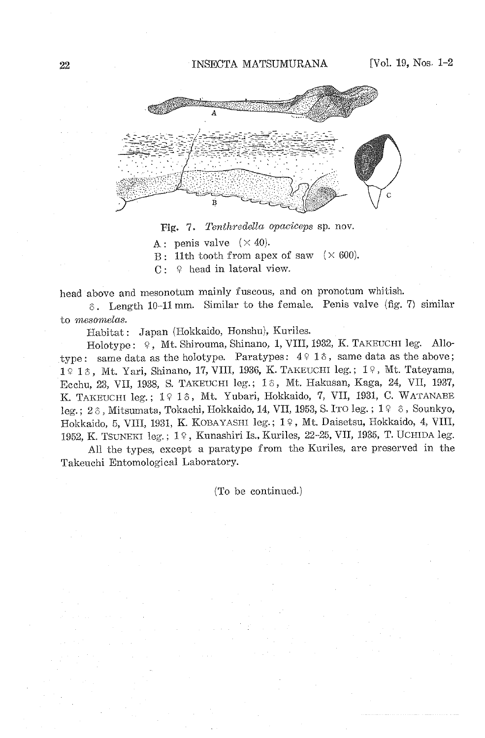Fig. 7. *Tenthredella opaciceps* sp. nov.

A : penis valve (× 40).

B : 11th tooth from apex of saw (× 600).

C : ♀ head in lateral view.

head above and mesonotum mainly fuscous, and on pronotum whitish.

♂. Length 10–11 mm. Similar to the female. Penis valve (fig. 7) similar to *mesomelas*.

Habitat: Japan (Hokkaido, Honshu), Kuriles.

Holotype: ♀, Mt. Shirouma, Shinano, 1, VIII, 1932, K. TAKEUCHI leg. Allotype: same data as the holotype. Paratypes: 4♀ 1♂, same data as the above; 1♀ 1♂, Mt. Yari, Shinano, 17, VIII, 1936, K. TAKEUCHI leg.; 1♀, Mt. Tateyama, Ecchu, 23, VII, 1938, S. TAKEUCHI leg.; 1♂, Mt. Hakusan, Kaga, 24, VII, 1937, K. TAKEUCHI leg.; 1♀ 1♂, Mt. Yubari, Hokkaido, 7, VII, 1931, C. WATANABE leg.; 2♂, Mitsumata, Tokachi, Hokkaido, 14, VII, 1953, S. ITO leg.; 1♀ ♂, Sounkyo, Hokkaido, 5, VIII, 1931, K. KOBAYASHI leg.; 1♀, Mt. Daisetsu, Hokkaido, 4, VIII, 1952, K. TSUNEKI leg.; 1♀, Kunashiri Is., Kuriles, 22–25, VII, 1935, T. UCHIDA leg.

All the types, except a paratype from the Kuriles, are preserved in the Takeuchi Entomological Laboratory.

(To be continued.)